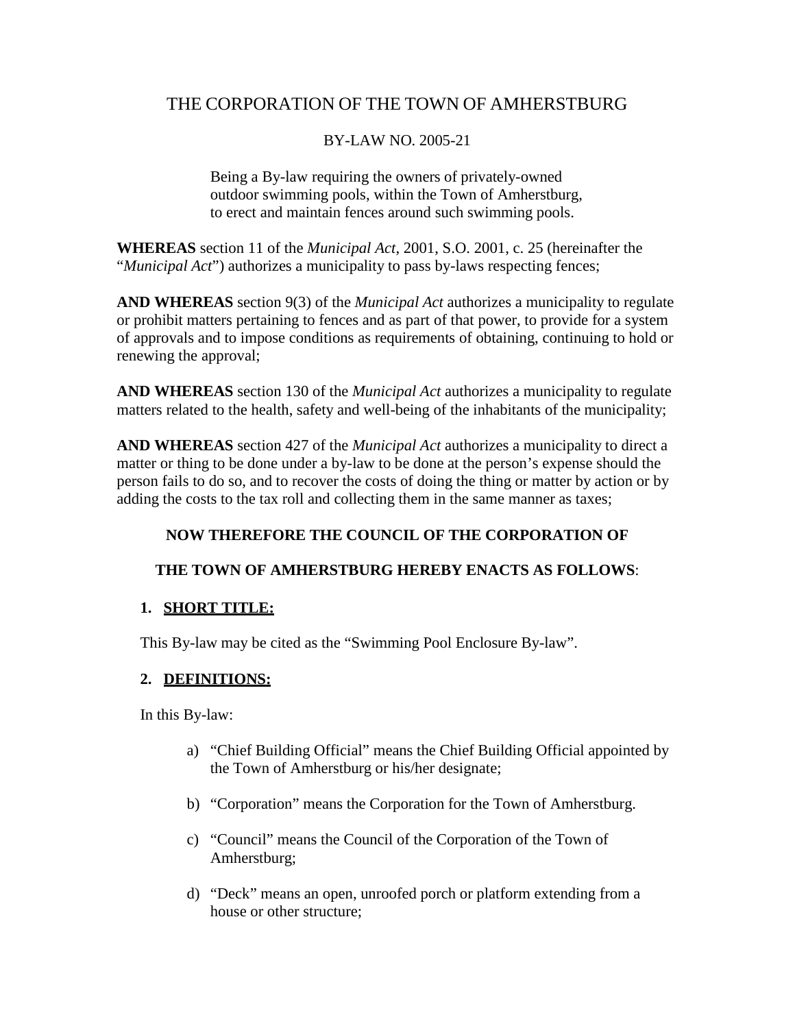# THE CORPORATION OF THE TOWN OF AMHERSTBURG

## BY-LAW NO. 2005-21

Being a By-law requiring the owners of privately-owned outdoor swimming pools, within the Town of Amherstburg, to erect and maintain fences around such swimming pools.

**WHEREAS** section 11 of the *Municipal Act*, 2001, S.O. 2001, c. 25 (hereinafter the "*Municipal Act*") authorizes a municipality to pass by-laws respecting fences;

**AND WHEREAS** section 9(3) of the *Municipal Act* authorizes a municipality to regulate or prohibit matters pertaining to fences and as part of that power, to provide for a system of approvals and to impose conditions as requirements of obtaining, continuing to hold or renewing the approval;

**AND WHEREAS** section 130 of the *Municipal Act* authorizes a municipality to regulate matters related to the health, safety and well-being of the inhabitants of the municipality;

**AND WHEREAS** section 427 of the *Municipal Act* authorizes a municipality to direct a matter or thing to be done under a by-law to be done at the person's expense should the person fails to do so, and to recover the costs of doing the thing or matter by action or by adding the costs to the tax roll and collecting them in the same manner as taxes;

**NOW THEREFORE THE COUNCIL OF THE CORPORATION OF**

**THE TOWN OF AMHERSTBURG HEREBY ENACTS AS FOLLOWS**:

### 1. SHORT TITLE:

This By-law may be cited as the "Swimming Pool Enclosure By-law".

### 2. DEFINITIONS:

In this By-law:

a) "Chief Building Official" means the Chief Building Official appointed by the Town of Amherstburg or his/her designate;

b) "Corporation" means the Corporation for the Town of Amherstburg.

c) "Council" means the Council of the Corporation of the Town of Amherstburg;

d) "Deck" means an open, unroofed porch or platform extending from a house or other structure;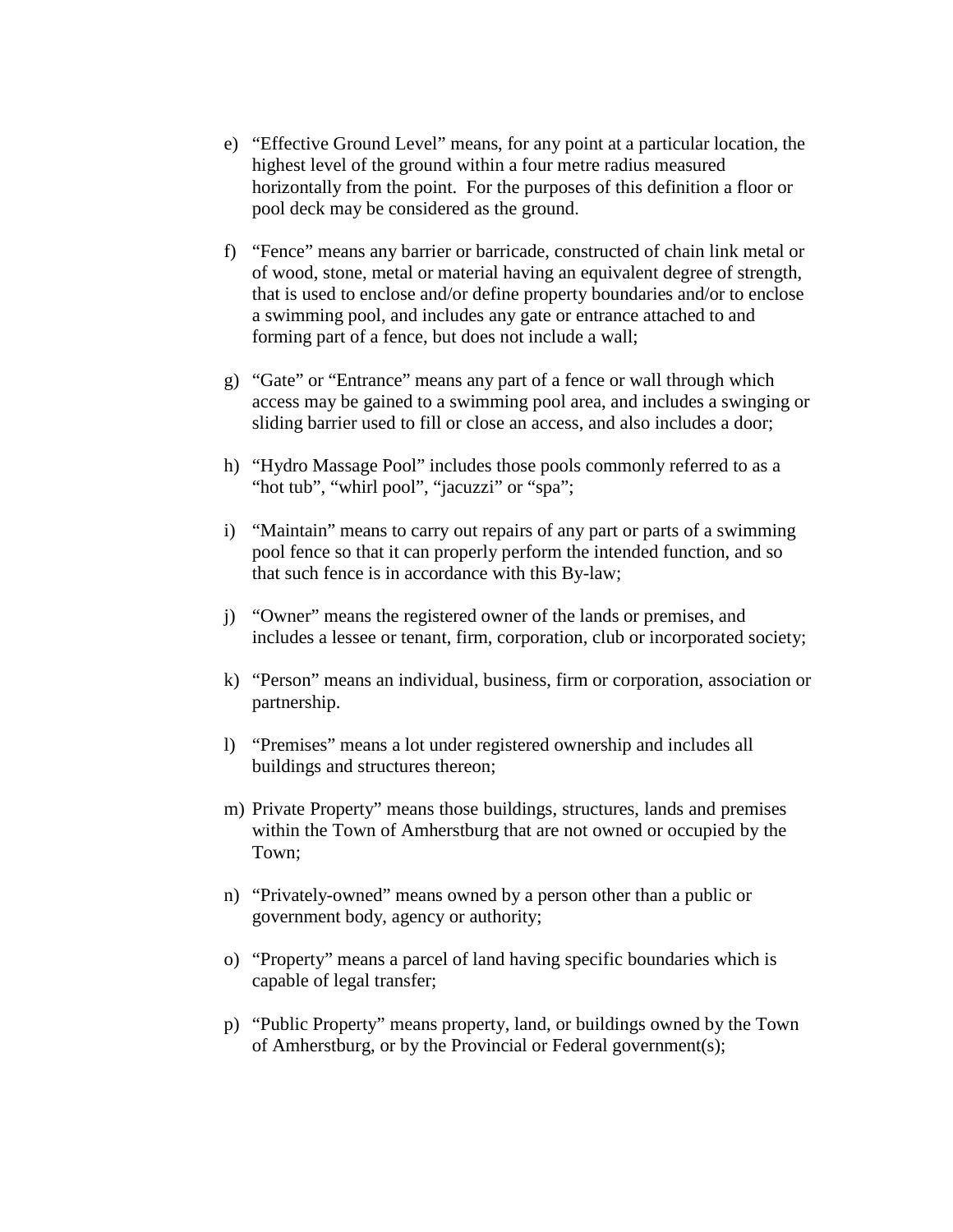e) “Effective Ground Level” means, for any point at a particular location, the highest level of the ground within a four metre radius measured horizontally from the point. For the purposes of this definition a floor or pool deck may be considered as the ground.

f) “Fence” means any barrier or barricade, constructed of chain link metal or of wood, stone, metal or material having an equivalent degree of strength, that is used to enclose and/or define property boundaries and/or to enclose a swimming pool, and includes any gate or entrance attached to and forming part of a fence, but does not include a wall;

g) “Gate” or “Entrance” means any part of a fence or wall through which access may be gained to a swimming pool area, and includes a swinging or sliding barrier used to fill or close an access, and also includes a door;

h) “Hydro Massage Pool” includes those pools commonly referred to as a “hot tub”, “whirl pool”, “jacuzzi” or “spa”;

i) “Maintain” means to carry out repairs of any part or parts of a swimming pool fence so that it can properly perform the intended function, and so that such fence is in accordance with this By-law;

j) “Owner” means the registered owner of the lands or premises, and includes a lessee or tenant, firm, corporation, club or incorporated society;

k) “Person” means an individual, business, firm or corporation, association or partnership.

l) “Premises” means a lot under registered ownership and includes all buildings and structures thereon;

m) Private Property” means those buildings, structures, lands and premises within the Town of Amherstburg that are not owned or occupied by the Town;

n) “Privately-owned” means owned by a person other than a public or government body, agency or authority;

o) “Property” means a parcel of land having specific boundaries which is capable of legal transfer;

p) “Public Property” means property, land, or buildings owned by the Town of Amherstburg, or by the Provincial or Federal government(s);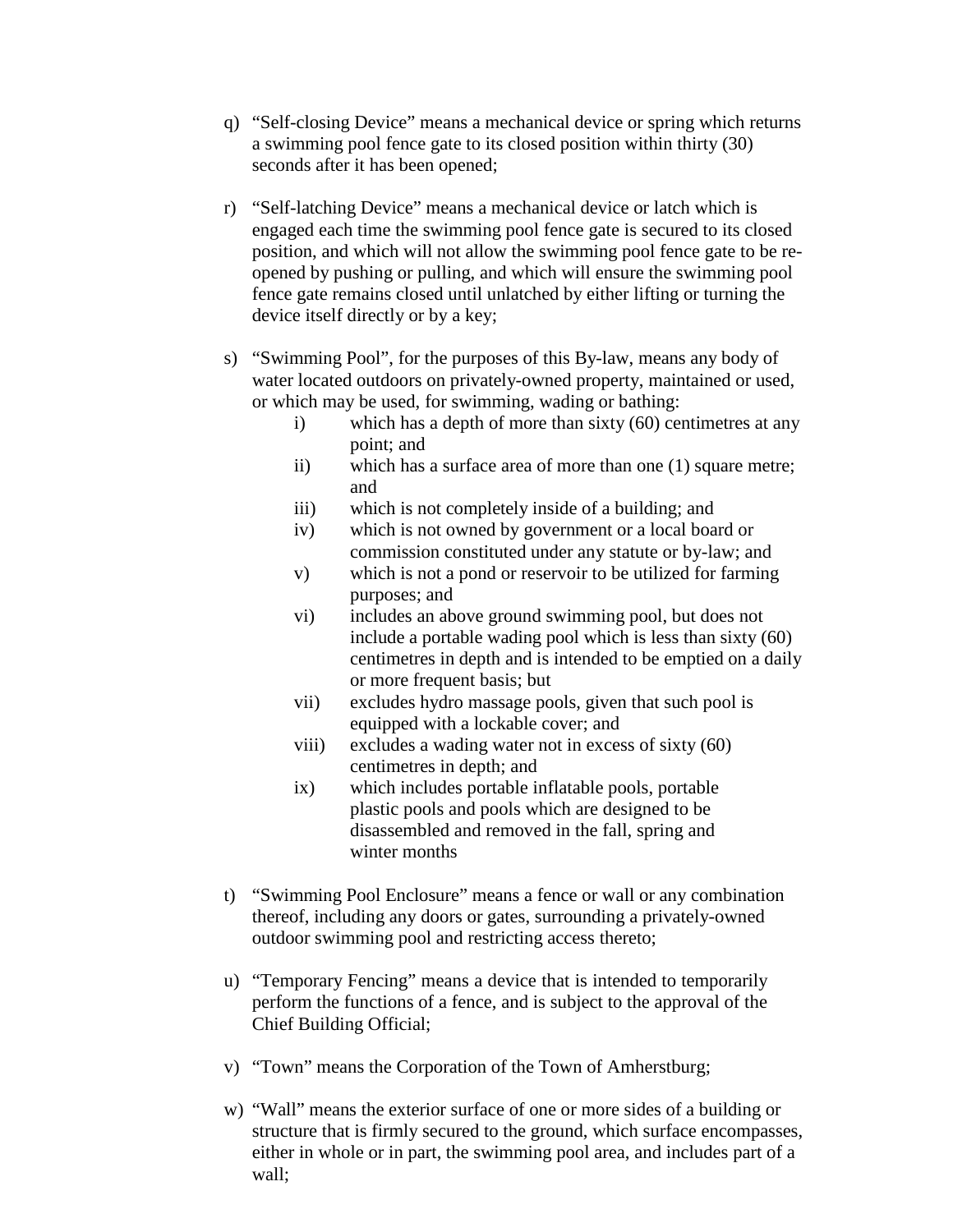q) “Self-closing Device” means a mechanical device or spring which returns a swimming pool fence gate to its closed position within thirty (30) seconds after it has been opened;

r) “Self-latching Device” means a mechanical device or latch which is engaged each time the swimming pool fence gate is secured to its closed position, and which will not allow the swimming pool fence gate to be re-opened by pushing or pulling, and which will ensure the swimming pool fence gate remains closed until unlatched by either lifting or turning the device itself directly or by a key;

s) “Swimming Pool”, for the purposes of this By-law, means any body of water located outdoors on privately-owned property, maintained or used, or which may be used, for swimming, wading or bathing:
    i) which has a depth of more than sixty (60) centimetres at any point; and
    ii) which has a surface area of more than one (1) square metre; and
    iii) which is not completely inside of a building; and
    iv) which is not owned by government or a local board or commission constituted under any statute or by-law; and
    v) which is not a pond or reservoir to be utilized for farming purposes; and
    vi) includes an above ground swimming pool, but does not include a portable wading pool which is less than sixty (60) centimetres in depth and is intended to be emptied on a daily or more frequent basis; but
    vii) excludes hydro massage pools, given that such pool is equipped with a lockable cover; and
    viii) excludes a wading water not in excess of sixty (60) centimetres in depth; and
    ix) which includes portable inflatable pools, portable plastic pools and pools which are designed to be disassembled and removed in the fall, spring and winter months

t) “Swimming Pool Enclosure” means a fence or wall or any combination thereof, including any doors or gates, surrounding a privately-owned outdoor swimming pool and restricting access thereto;

u) “Temporary Fencing” means a device that is intended to temporarily perform the functions of a fence, and is subject to the approval of the Chief Building Official;

v) “Town” means the Corporation of the Town of Amherstburg;

w) “Wall” means the exterior surface of one or more sides of a building or structure that is firmly secured to the ground, which surface encompasses, either in whole or in part, the swimming pool area, and includes part of a wall;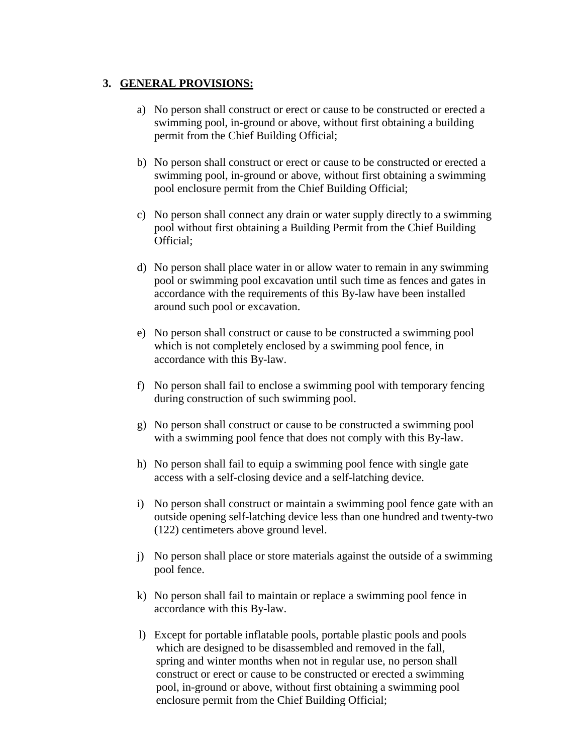## 3. GENERAL PROVISIONS:

a) No person shall construct or erect or cause to be constructed or erected a swimming pool, in-ground or above, without first obtaining a building permit from the Chief Building Official;

b) No person shall construct or erect or cause to be constructed or erected a swimming pool, in-ground or above, without first obtaining a swimming pool enclosure permit from the Chief Building Official;

c) No person shall connect any drain or water supply directly to a swimming pool without first obtaining a Building Permit from the Chief Building Official;

d) No person shall place water in or allow water to remain in any swimming pool or swimming pool excavation until such time as fences and gates in accordance with the requirements of this By-law have been installed around such pool or excavation.

e) No person shall construct or cause to be constructed a swimming pool which is not completely enclosed by a swimming pool fence, in accordance with this By-law.

f) No person shall fail to enclose a swimming pool with temporary fencing during construction of such swimming pool.

g) No person shall construct or cause to be constructed a swimming pool with a swimming pool fence that does not comply with this By-law.

h) No person shall fail to equip a swimming pool fence with single gate access with a self-closing device and a self-latching device.

i) No person shall construct or maintain a swimming pool fence gate with an outside opening self-latching device less than one hundred and twenty-two (122) centimeters above ground level.

j) No person shall place or store materials against the outside of a swimming pool fence.

k) No person shall fail to maintain or replace a swimming pool fence in accordance with this By-law.

l) Except for portable inflatable pools, portable plastic pools and pools which are designed to be disassembled and removed in the fall, spring and winter months when not in regular use, no person shall construct or erect or cause to be constructed or erected a swimming pool, in-ground or above, without first obtaining a swimming pool enclosure permit from the Chief Building Official;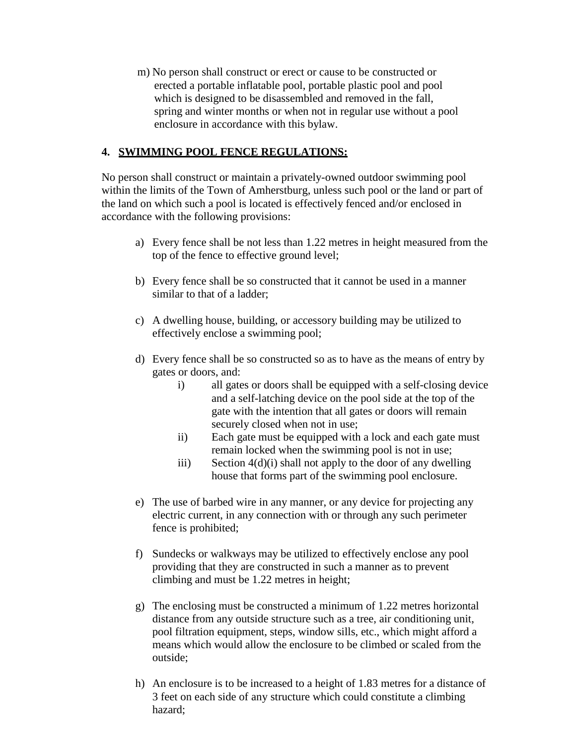m) No person shall construct or erect or cause to be constructed or erected a portable inflatable pool, portable plastic pool and pool which is designed to be disassembled and removed in the fall, spring and winter months or when not in regular use without a pool enclosure in accordance with this bylaw.

## 4. SWIMMING POOL FENCE REGULATIONS:

No person shall construct or maintain a privately-owned outdoor swimming pool within the limits of the Town of Amherstburg, unless such pool or the land or part of the land on which such a pool is located is effectively fenced and/or enclosed in accordance with the following provisions:

a) Every fence shall be not less than 1.22 metres in height measured from the top of the fence to effective ground level;

b) Every fence shall be so constructed that it cannot be used in a manner similar to that of a ladder;

c) A dwelling house, building, or accessory building may be utilized to effectively enclose a swimming pool;

d) Every fence shall be so constructed so as to have as the means of entry by gates or doors, and:
   - i) all gates or doors shall be equipped with a self-closing device and a self-latching device on the pool side at the top of the gate with the intention that all gates or doors will remain securely closed when not in use;
   - ii) Each gate must be equipped with a lock and each gate must remain locked when the swimming pool is not in use;
   - iii) Section 4(d)(i) shall not apply to the door of any dwelling house that forms part of the swimming pool enclosure.

e) The use of barbed wire in any manner, or any device for projecting any electric current, in any connection with or through any such perimeter fence is prohibited;

f) Sundecks or walkways may be utilized to effectively enclose any pool providing that they are constructed in such a manner as to prevent climbing and must be 1.22 metres in height;

g) The enclosing must be constructed a minimum of 1.22 metres horizontal distance from any outside structure such as a tree, air conditioning unit, pool filtration equipment, steps, window sills, etc., which might afford a means which would allow the enclosure to be climbed or scaled from the outside;

h) An enclosure is to be increased to a height of 1.83 metres for a distance of 3 feet on each side of any structure which could constitute a climbing hazard;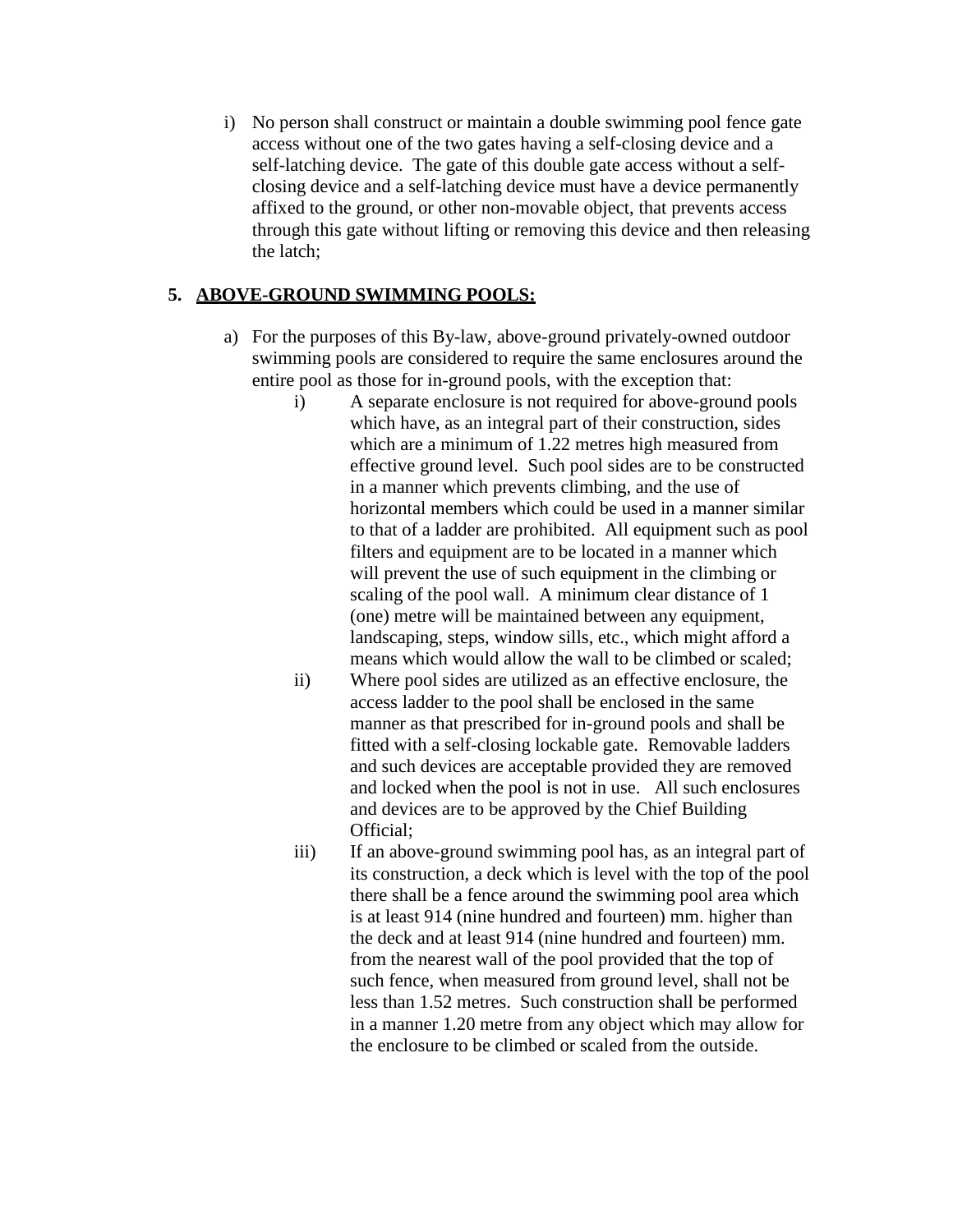i) No person shall construct or maintain a double swimming pool fence gate access without one of the two gates having a self-closing device and a self-latching device. The gate of this double gate access without a self-closing device and a self-latching device must have a device permanently affixed to the ground, or other non-movable object, that prevents access through this gate without lifting or removing this device and then releasing the latch;

## 5. <u>ABOVE-GROUND SWIMMING POOLS:</u>

a) For the purposes of this By-law, above-ground privately-owned outdoor swimming pools are considered to require the same enclosures around the entire pool as those for in-ground pools, with the exception that:

   i) A separate enclosure is not required for above-ground pools which have, as an integral part of their construction, sides which are a minimum of 1.22 metres high measured from effective ground level. Such pool sides are to be constructed in a manner which prevents climbing, and the use of horizontal members which could be used in a manner similar to that of a ladder are prohibited. All equipment such as pool filters and equipment are to be located in a manner which will prevent the use of such equipment in the climbing or scaling of the pool wall. A minimum clear distance of 1 (one) metre will be maintained between any equipment, landscaping, steps, window sills, etc., which might afford a means which would allow the wall to be climbed or scaled;

   ii) Where pool sides are utilized as an effective enclosure, the access ladder to the pool shall be enclosed in the same manner as that prescribed for in-ground pools and shall be fitted with a self-closing lockable gate. Removable ladders and such devices are acceptable provided they are removed and locked when the pool is not in use. All such enclosures and devices are to be approved by the Chief Building Official;

   iii) If an above-ground swimming pool has, as an integral part of its construction, a deck which is level with the top of the pool there shall be a fence around the swimming pool area which is at least 914 (nine hundred and fourteen) mm. higher than the deck and at least 914 (nine hundred and fourteen) mm. from the nearest wall of the pool provided that the top of such fence, when measured from ground level, shall not be less than 1.52 metres. Such construction shall be performed in a manner 1.20 metre from any object which may allow for the enclosure to be climbed or scaled from the outside.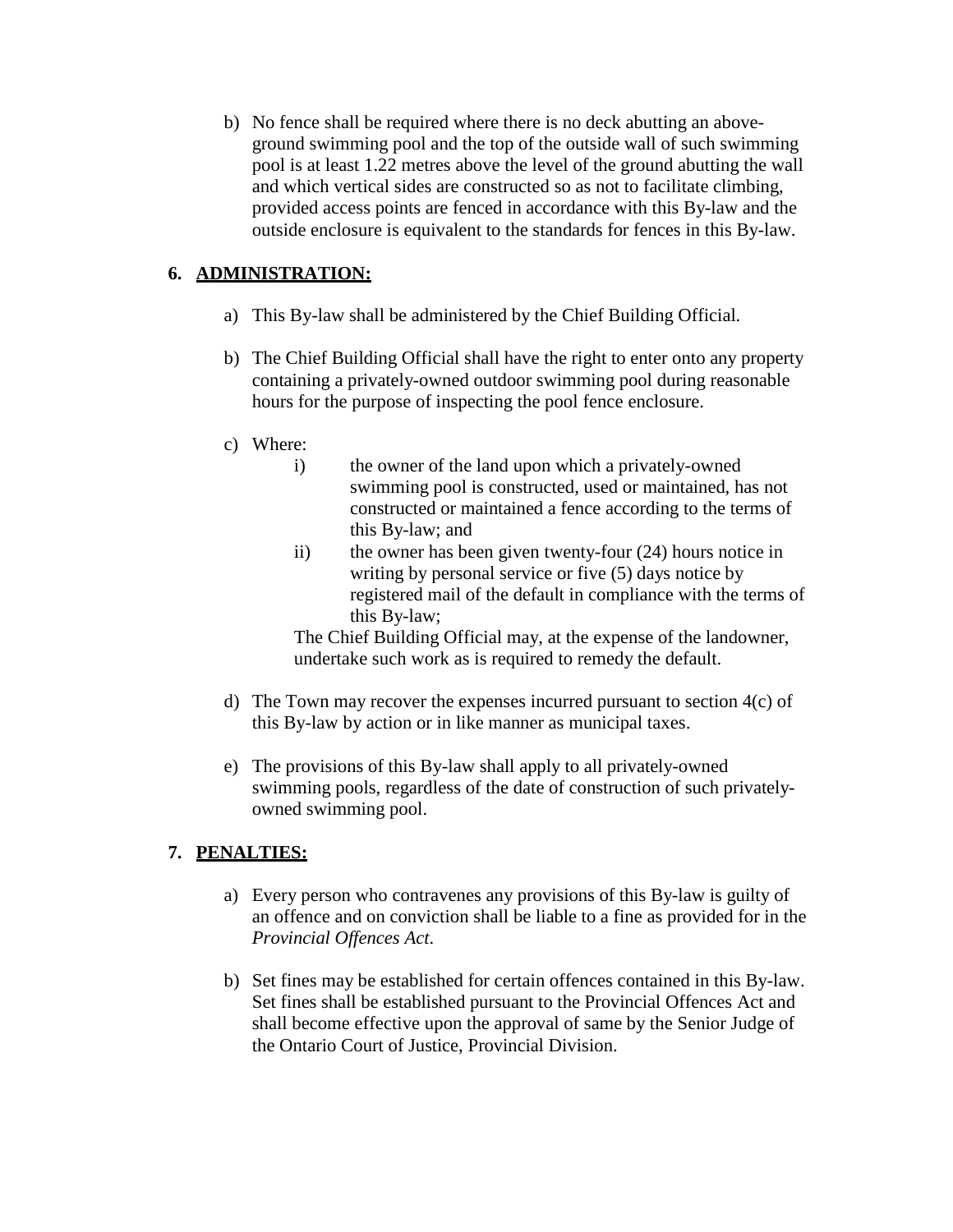b) No fence shall be required where there is no deck abutting an above-ground swimming pool and the top of the outside wall of such swimming pool is at least 1.22 metres above the level of the ground abutting the wall and which vertical sides are constructed so as not to facilitate climbing, provided access points are fenced in accordance with this By-law and the outside enclosure is equivalent to the standards for fences in this By-law.

## 6. ADMINISTRATION:

a) This By-law shall be administered by the Chief Building Official.

b) The Chief Building Official shall have the right to enter onto any property containing a privately-owned outdoor swimming pool during reasonable hours for the purpose of inspecting the pool fence enclosure.

c) Where:

   i) the owner of the land upon which a privately-owned swimming pool is constructed, used or maintained, has not constructed or maintained a fence according to the terms of this By-law; and

   ii) the owner has been given twenty-four (24) hours notice in writing by personal service or five (5) days notice by registered mail of the default in compliance with the terms of this By-law;

   The Chief Building Official may, at the expense of the landowner, undertake such work as is required to remedy the default.

d) The Town may recover the expenses incurred pursuant to section 4(c) of this By-law by action or in like manner as municipal taxes.

e) The provisions of this By-law shall apply to all privately-owned swimming pools, regardless of the date of construction of such privately-owned swimming pool.

## 7. PENALTIES:

a) Every person who contravenes any provisions of this By-law is guilty of an offence and on conviction shall be liable to a fine as provided for in the *Provincial Offences Act*.

b) Set fines may be established for certain offences contained in this By-law. Set fines shall be established pursuant to the Provincial Offences Act and shall become effective upon the approval of same by the Senior Judge of the Ontario Court of Justice, Provincial Division.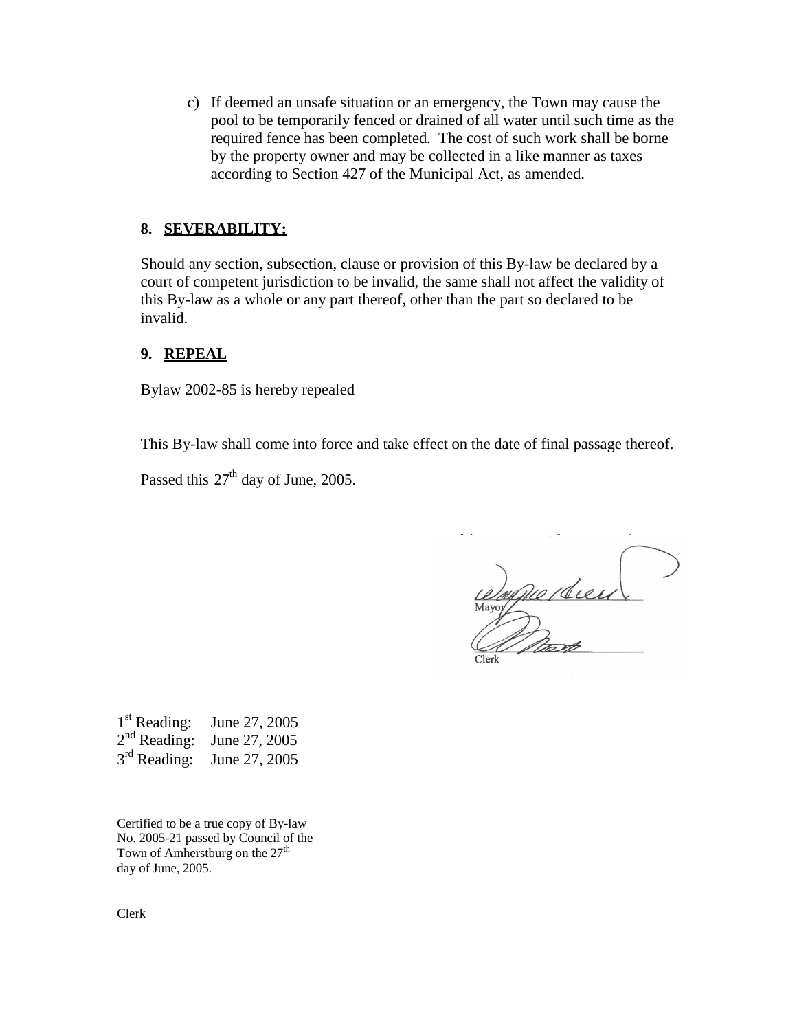c) If deemed an unsafe situation or an emergency, the Town may cause the pool to be temporarily fenced or drained of all water until such time as the required fence has been completed. The cost of such work shall be borne by the property owner and may be collected in a like manner as taxes according to Section 427 of the Municipal Act, as amended.

## 8. SEVERABILITY:

Should any section, subsection, clause or provision of this By-law be declared by a court of competent jurisdiction to be invalid, the same shall not affect the validity of this By-law as a whole or any part thereof, other than the part so declared to be invalid.

## 9. REPEAL

Bylaw 2002-85 is hereby repealed

This By-law shall come into force and take effect on the date of final passage thereof.

Passed this 27th day of June, 2005.

Mayor

Clerk

1st Reading: June 27, 2005
2nd Reading: June 27, 2005
3rd Reading: June 27, 2005

Certified to be a true copy of By-law No. 2005-21 passed by Council of the Town of Amherstburg on the 27th day of June, 2005.

Clerk